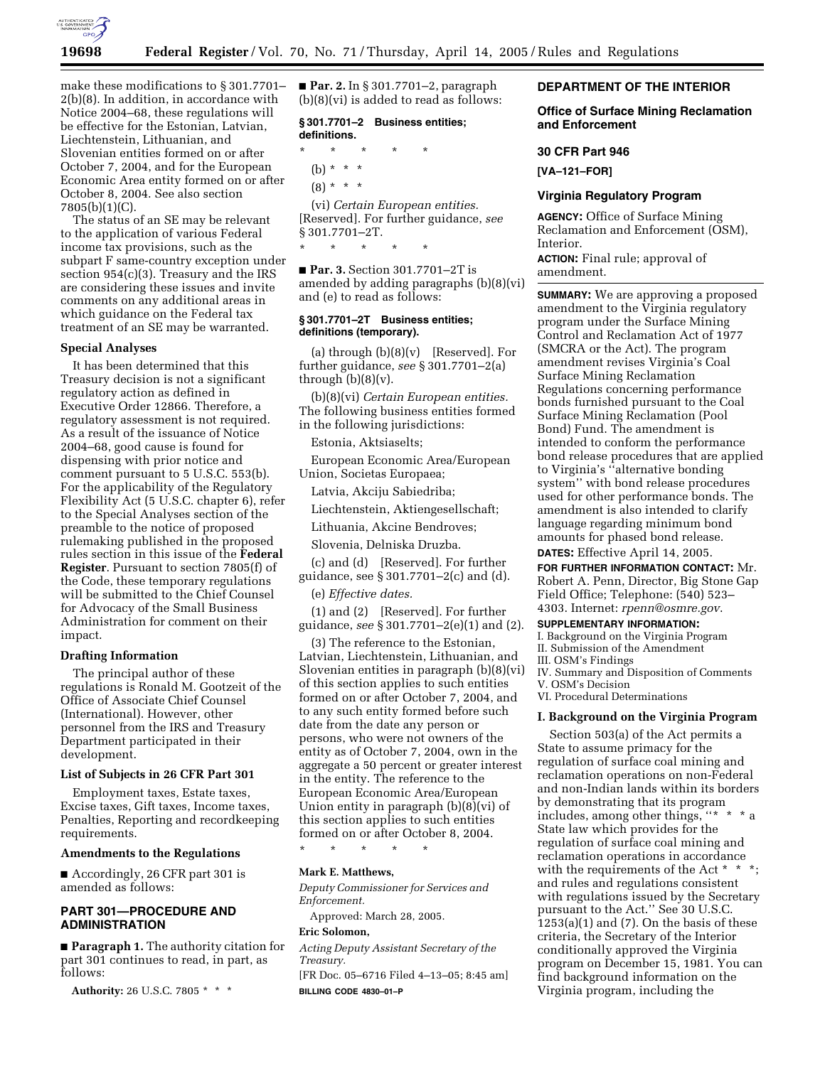make these modifications to § 301.7701–2(b)(8). In addition, in accordance with Notice 2004–68, these regulations will be effective for the Estonian, Latvian, Liechtenstein, Lithuanian, and Slovenian entities formed on or after October 7, 2004, and for the European Economic Area entity formed on or after October 8, 2004. See also section 7805(b)(1)(C).

The status of an SE may be relevant to the application of various Federal income tax provisions, such as the subpart F same-country exception under section 954(c)(3). Treasury and the IRS are considering these issues and invite comments on any additional areas in which guidance on the Federal tax treatment of an SE may be warranted.

**Special Analyses**

It has been determined that this Treasury decision is not a significant regulatory action as defined in Executive Order 12866. Therefore, a regulatory assessment is not required. As a result of the issuance of Notice 2004–68, good cause is found for dispensing with prior notice and comment pursuant to 5 U.S.C. 553(b). For the applicability of the Regulatory Flexibility Act (5 U.S.C. chapter 6), refer to the Special Analyses section of the preamble to the notice of proposed rulemaking published in the proposed rules section in this issue of the **Federal Register**. Pursuant to section 7805(f) of the Code, these temporary regulations will be submitted to the Chief Counsel for Advocacy of the Small Business Administration for comment on their impact.

**Drafting Information**

The principal author of these regulations is Ronald M. Gootzeit of the Office of Associate Chief Counsel (International). However, other personnel from the IRS and Treasury Department participated in their development.

**List of Subjects in 26 CFR Part 301**

Employment taxes, Estate taxes, Excise taxes, Gift taxes, Income taxes, Penalties, Reporting and recordkeeping requirements.

**Amendments to the Regulations**

■ Accordingly, 26 CFR part 301 is amended as follows:

**PART 301—PROCEDURE AND ADMINISTRATION**

■ **Paragraph 1.** The authority citation for part 301 continues to read, in part, as follows:

**Authority:** 26 U.S.C. 7805 * * *

■ **Par. 2.** In § 301.7701–2, paragraph (b)(8)(vi) is added to read as follows:

**§ 301.7701–2 Business entities; definitions.**

\* \* \* \* \*

(b) * * *

(8) * * *

(vi) *Certain European entities.* [Reserved]. For further guidance, *see* § 301.7701–2T.

\* \* \* \* \*

■ **Par. 3.** Section 301.7701–2T is amended by adding paragraphs (b)(8)(vi) and (e) to read as follows:

**§ 301.7701–2T Business entities; definitions (temporary).**

(a) through (b)(8)(v) [Reserved]. For further guidance, *see* § 301.7701–2(a) through (b)(8)(v).

(b)(8)(vi) *Certain European entities.* The following business entities formed in the following jurisdictions:

Estonia, Aktsiaselts;

European Economic Area/European Union, Societas Europaea;

Latvia, Akciju Sabiedriba;

Liechtenstein, Aktiengesellschaft;

Lithuania, Akcine Bendroves;

Slovenia, Delniska Druzba.

(c) and (d) [Reserved]. For further guidance, see § 301.7701–2(c) and (d).

(e) *Effective dates.*

(1) and (2) [Reserved]. For further guidance, *see* § 301.7701–2(e)(1) and (2).

(3) The reference to the Estonian, Latvian, Liechtenstein, Lithuanian, and Slovenian entities in paragraph (b)(8)(vi) of this section applies to such entities formed on or after October 7, 2004, and to any such entity formed before such date from the date any person or persons, who were not owners of the entity as of October 7, 2004, own in the aggregate a 50 percent or greater interest in the entity. The reference to the European Economic Area/European Union entity in paragraph (b)(8)(vi) of this section applies to such entities formed on or after October 8, 2004.

\* \* \* \* \*

**Mark E. Matthews,**

*Deputy Commissioner for Services and Enforcement.*

Approved: March 28, 2005.

**Eric Solomon,**

*Acting Deputy Assistant Secretary of the Treasury.*

[FR Doc. 05–6716 Filed 4–13–05; 8:45 am]

**BILLING CODE 4830–01–P**

**DEPARTMENT OF THE INTERIOR**

**Office of Surface Mining Reclamation and Enforcement**

**30 CFR Part 946**

**[VA–121–FOR]**

**Virginia Regulatory Program**

**AGENCY:** Office of Surface Mining Reclamation and Enforcement (OSM), Interior.

**ACTION:** Final rule; approval of amendment.

**SUMMARY:** We are approving a proposed amendment to the Virginia regulatory program under the Surface Mining Control and Reclamation Act of 1977 (SMCRA or the Act). The program amendment revises Virginia's Coal Surface Mining Reclamation Regulations concerning performance bonds furnished pursuant to the Coal Surface Mining Reclamation (Pool Bond) Fund. The amendment is intended to conform the performance bond release procedures that are applied to Virginia's "alternative bonding system" with bond release procedures used for other performance bonds. The amendment is also intended to clarify language regarding minimum bond amounts for phased bond release.

**DATES:** Effective April 14, 2005.

**FOR FURTHER INFORMATION CONTACT:** Mr. Robert A. Penn, Director, Big Stone Gap Field Office; Telephone: (540) 523–4303. Internet: *rpenn@osmre.gov*.

**SUPPLEMENTARY INFORMATION:**

I. Background on the Virginia Program
II. Submission of the Amendment
III. OSM's Findings
IV. Summary and Disposition of Comments
V. OSM's Decision
VI. Procedural Determinations

**I. Background on the Virginia Program**

Section 503(a) of the Act permits a State to assume primacy for the regulation of surface coal mining and reclamation operations on non-Federal and non-Indian lands within its borders by demonstrating that its program includes, among other things, "* * * a State law which provides for the regulation of surface coal mining and reclamation operations in accordance with the requirements of the Act * * *; and rules and regulations consistent with regulations issued by the Secretary pursuant to the Act." See 30 U.S.C. 1253(a)(1) and (7). On the basis of these criteria, the Secretary of the Interior conditionally approved the Virginia program on December 15, 1981. You can find background information on the Virginia program, including the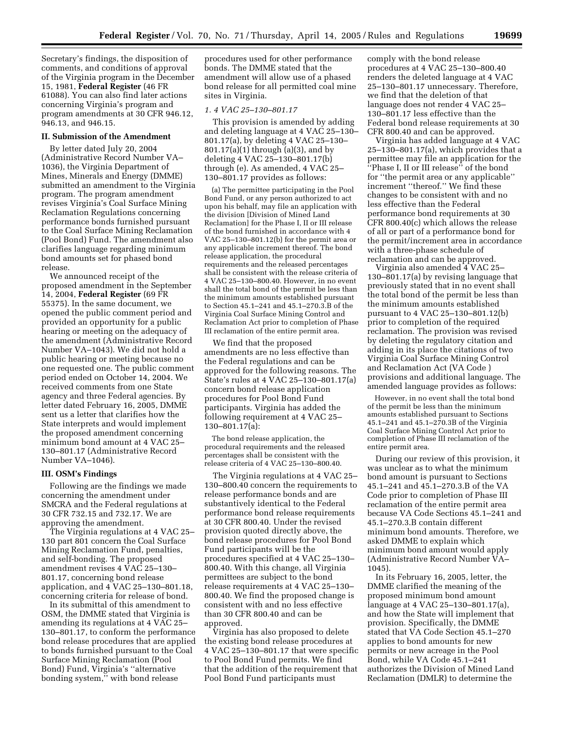Secretary's findings, the disposition of comments, and conditions of approval of the Virginia program in the December 15, 1981, **Federal Register** (46 FR 61088). You can also find later actions concerning Virginia's program and program amendments at 30 CFR 946.12, 946.13, and 946.15.

## II. Submission of the Amendment

By letter dated July 20, 2004 (Administrative Record Number VA–1036), the Virginia Department of Mines, Minerals and Energy (DMME) submitted an amendment to the Virginia program. The program amendment revises Virginia's Coal Surface Mining Reclamation Regulations concerning performance bonds furnished pursuant to the Coal Surface Mining Reclamation (Pool Bond) Fund. The amendment also clarifies language regarding minimum bond amounts set for phased bond release.

We announced receipt of the proposed amendment in the September 14, 2004, **Federal Register** (69 FR 55375). In the same document, we opened the public comment period and provided an opportunity for a public hearing or meeting on the adequacy of the amendment (Administrative Record Number VA–1043). We did not hold a public hearing or meeting because no one requested one. The public comment period ended on October 14, 2004. We received comments from one State agency and three Federal agencies. By letter dated February 16, 2005, DMME sent us a letter that clarifies how the State interprets and would implement the proposed amendment concerning minimum bond amount at 4 VAC 25–130–801.17 (Administrative Record Number VA–1046).

## III. OSM's Findings

Following are the findings we made concerning the amendment under SMCRA and the Federal regulations at 30 CFR 732.15 and 732.17. We are approving the amendment.

The Virginia regulations at 4 VAC 25–130 part 801 concern the Coal Surface Mining Reclamation Fund, penalties, and self-bonding. The proposed amendment revises 4 VAC 25–130–801.17, concerning bond release application, and 4 VAC 25–130–801.18, concerning criteria for release of bond.

In its submittal of this amendment to OSM, the DMME stated that Virginia is amending its regulations at 4 VAC 25–130–801.17, to conform the performance bond release procedures that are applied to bonds furnished pursuant to the Coal Surface Mining Reclamation (Pool Bond) Fund, Virginia's ''alternative bonding system,'' with bond release procedures used for other performance bonds. The DMME stated that the amendment will allow use of a phased bond release for all permitted coal mine sites in Virginia.

### *1. 4 VAC 25–130–801.17*

This provision is amended by adding and deleting language at 4 VAC 25–130–801.17(a), by deleting 4 VAC 25–130–801.17(a)(1) through (a)(3), and by deleting 4 VAC 25–130–801.17(b) through (e). As amended, 4 VAC 25–130–801.17 provides as follows:

> (a) The permittee participating in the Pool Bond Fund, or any person authorized to act upon his behalf, may file an application with the division [Division of Mined Land Reclamation] for the Phase I, II or III release of the bond furnished in accordance with 4 VAC 25–130–801.12(b) for the permit area or any applicable increment thereof. The bond release application, the procedural requirements and the released percentages shall be consistent with the release criteria of 4 VAC 25–130–800.40. However, in no event shall the total bond of the permit be less than the minimum amounts established pursuant to Section 45.1–241 and 45.1–270.3.B of the Virginia Coal Surface Mining Control and Reclamation Act prior to completion of Phase III reclamation of the entire permit area.

We find that the proposed amendments are no less effective than the Federal regulations and can be approved for the following reasons. The State's rules at 4 VAC 25–130–801.17(a) concern bond release application procedures for Pool Bond Fund participants. Virginia has added the following requirement at 4 VAC 25–130–801.17(a):

> The bond release application, the procedural requirements and the released percentages shall be consistent with the release criteria of 4 VAC 25–130–800.40.

The Virginia regulations at 4 VAC 25–130–800.40 concern the requirements to release performance bonds and are substantively identical to the Federal performance bond release requirements at 30 CFR 800.40. Under the revised provision quoted directly above, the bond release procedures for Pool Bond Fund participants will be the procedures specified at 4 VAC 25–130–800.40. With this change, all Virginia permittees are subject to the bond release requirements at 4 VAC 25–130–800.40. We find the proposed change is consistent with and no less effective than 30 CFR 800.40 and can be approved.

Virginia has also proposed to delete the existing bond release procedures at 4 VAC 25–130–801.17 that were specific to Pool Bond Fund permits. We find that the addition of the requirement that Pool Bond Fund participants must comply with the bond release procedures at 4 VAC 25–130–800.40 renders the deleted language at 4 VAC 25–130–801.17 unnecessary. Therefore, we find that the deletion of that language does not render 4 VAC 25–130–801.17 less effective than the Federal bond release requirements at 30 CFR 800.40 and can be approved.

Virginia has added language at 4 VAC 25–130–801.17(a), which provides that a permittee may file an application for the ''Phase I, II or III release'' of the bond for ''the permit area or any applicable'' increment ''thereof.'' We find these changes to be consistent with and no less effective than the Federal performance bond requirements at 30 CFR 800.40(c) which allows the release of all or part of a performance bond for the permit/increment area in accordance with a three-phase schedule of reclamation and can be approved.

Virginia also amended 4 VAC 25–130–801.17(a) by revising language that previously stated that in no event shall the total bond of the permit be less than the minimum amounts established pursuant to 4 VAC 25–130–801.12(b) prior to completion of the required reclamation. The provision was revised by deleting the regulatory citation and adding in its place the citations of two Virginia Coal Surface Mining Control and Reclamation Act (VA Code ) provisions and additional language. The amended language provides as follows:

> However, in no event shall the total bond of the permit be less than the minimum amounts established pursuant to Sections 45.1–241 and 45.1–270.3B of the Virginia Coal Surface Mining Control Act prior to completion of Phase III reclamation of the entire permit area.

During our review of this provision, it was unclear as to what the minimum bond amount is pursuant to Sections 45.1–241 and 45.1–270.3.B of the VA Code prior to completion of Phase III reclamation of the entire permit area because VA Code Sections 45.1–241 and 45.1–270.3.B contain different minimum bond amounts. Therefore, we asked DMME to explain which minimum bond amount would apply (Administrative Record Number VA–1045).

In its February 16, 2005, letter, the DMME clarified the meaning of the proposed minimum bond amount language at 4 VAC 25–130–801.17(a), and how the State will implement that provision. Specifically, the DMME stated that VA Code Section 45.1–270 applies to bond amounts for new permits or new acreage in the Pool Bond, while VA Code 45.1–241 authorizes the Division of Mined Land Reclamation (DMLR) to determine the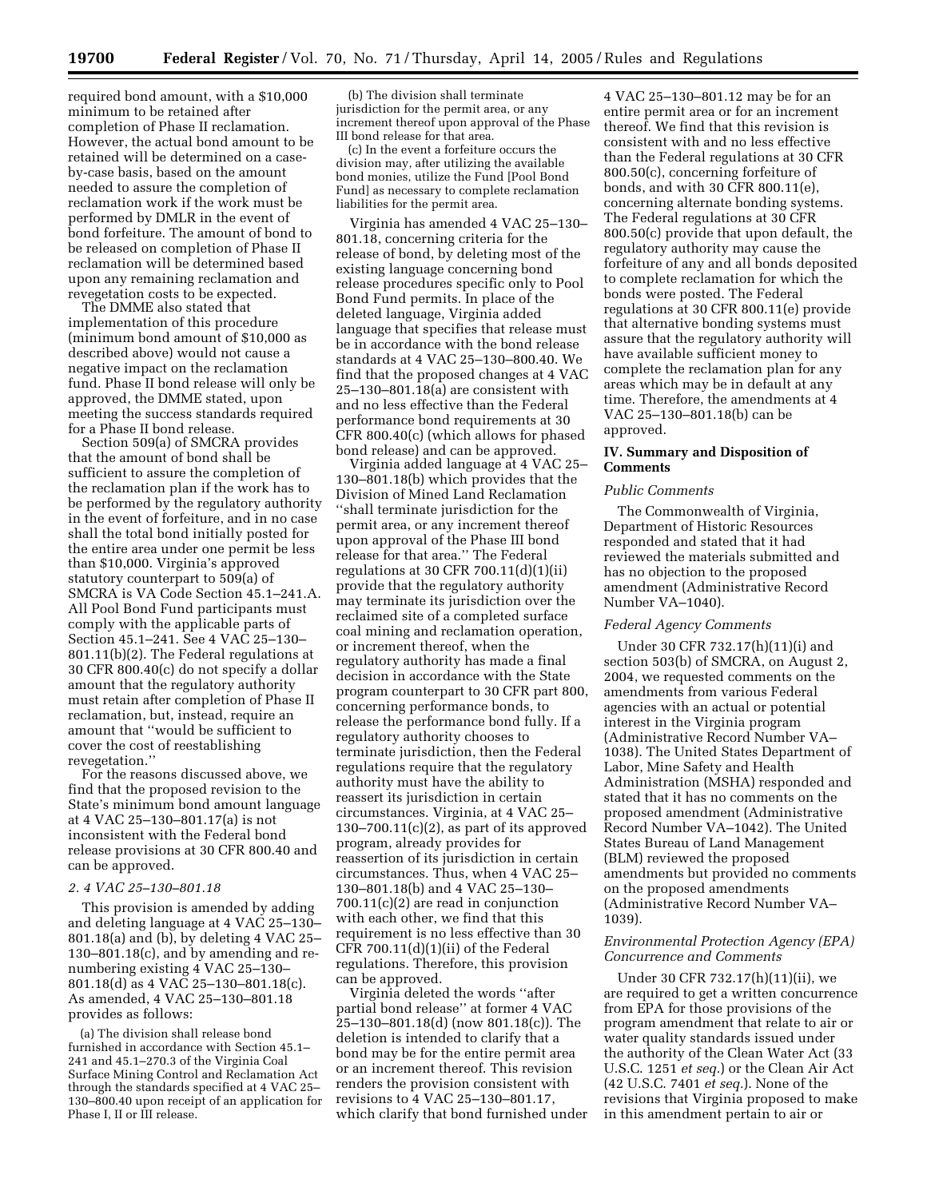required bond amount, with a $10,000 minimum to be retained after completion of Phase II reclamation. However, the actual bond amount to be retained will be determined on a case-by-case basis, based on the amount needed to assure the completion of reclamation work if the work must be performed by DMLR in the event of bond forfeiture. The amount of bond to be released on completion of Phase II reclamation will be determined based upon any remaining reclamation and revegetation costs to be expected.

The DMME also stated that implementation of this procedure (minimum bond amount of $10,000 as described above) would not cause a negative impact on the reclamation fund. Phase II bond release will only be approved, the DMME stated, upon meeting the success standards required for a Phase II bond release.

Section 509(a) of SMCRA provides that the amount of bond shall be sufficient to assure the completion of the reclamation plan if the work has to be performed by the regulatory authority in the event of forfeiture, and in no case shall the total bond initially posted for the entire area under one permit be less than $10,000. Virginia's approved statutory counterpart to 509(a) of SMCRA is VA Code Section 45.1–241.A. All Pool Bond Fund participants must comply with the applicable parts of Section 45.1–241. See 4 VAC 25–130–801.11(b)(2). The Federal regulations at 30 CFR 800.40(c) do not specify a dollar amount that the regulatory authority must retain after completion of Phase II reclamation, but, instead, require an amount that "would be sufficient to cover the cost of reestablishing revegetation."

For the reasons discussed above, we find that the proposed revision to the State's minimum bond amount language at 4 VAC 25–130–801.17(a) is not inconsistent with the Federal bond release provisions at 30 CFR 800.40 and can be approved.

### *2. 4 VAC 25–130–801.18*

This provision is amended by adding and deleting language at 4 VAC 25–130–801.18(a) and (b), by deleting 4 VAC 25–130–801.18(c), and by amending and re-numbering existing 4 VAC 25–130–801.18(d) as 4 VAC 25–130–801.18(c). As amended, 4 VAC 25–130–801.18 provides as follows:

(a) The division shall release bond furnished in accordance with Section 45.1–241 and 45.1–270.3 of the Virginia Coal Surface Mining Control and Reclamation Act through the standards specified at 4 VAC 25–130–800.40 upon receipt of an application for Phase I, II or III release.

(b) The division shall terminate jurisdiction for the permit area, or any increment thereof upon approval of the Phase III bond release for that area.

(c) In the event a forfeiture occurs the division may, after utilizing the available bond monies, utilize the Fund [Pool Bond Fund] as necessary to complete reclamation liabilities for the permit area.

Virginia has amended 4 VAC 25–130–801.18, concerning criteria for the release of bond, by deleting most of the existing language concerning bond release procedures specific only to Pool Bond Fund permits. In place of the deleted language, Virginia added language that specifies that release must be in accordance with the bond release standards at 4 VAC 25–130–800.40. We find that the proposed changes at 4 VAC 25–130–801.18(a) are consistent with and no less effective than the Federal performance bond requirements at 30 CFR 800.40(c) (which allows for phased bond release) and can be approved.

Virginia added language at 4 VAC 25–130–801.18(b) which provides that the Division of Mined Land Reclamation "shall terminate jurisdiction for the permit area, or any increment thereof upon approval of the Phase III bond release for that area." The Federal regulations at 30 CFR 700.11(d)(1)(ii) provide that the regulatory authority may terminate its jurisdiction over the reclaimed site of a completed surface coal mining and reclamation operation, or increment thereof, when the regulatory authority has made a final decision in accordance with the State program counterpart to 30 CFR part 800, concerning performance bonds, to release the performance bond fully. If a regulatory authority chooses to terminate jurisdiction, then the Federal regulations require that the regulatory authority must have the ability to reassert its jurisdiction in certain circumstances. Virginia, at 4 VAC 25–130–700.11(c)(2), as part of its approved program, already provides for reassertion of its jurisdiction in certain circumstances. Thus, when 4 VAC 25–130–801.18(b) and 4 VAC 25–130–700.11(c)(2) are read in conjunction with each other, we find that this requirement is no less effective than 30 CFR 700.11(d)(1)(ii) of the Federal regulations. Therefore, this provision can be approved.

Virginia deleted the words "after partial bond release" at former 4 VAC 25–130–801.18(d) (now 801.18(c)). The deletion is intended to clarify that a bond may be for the entire permit area or an increment thereof. This revision renders the provision consistent with revisions to 4 VAC 25–130–801.17, which clarify that bond furnished under 4 VAC 25–130–801.12 may be for an entire permit area or for an increment thereof. We find that this revision is consistent with and no less effective than the Federal regulations at 30 CFR 800.50(c), concerning forfeiture of bonds, and with 30 CFR 800.11(e), concerning alternate bonding systems. The Federal regulations at 30 CFR 800.50(c) provide that upon default, the regulatory authority may cause the forfeiture of any and all bonds deposited to complete reclamation for which the bonds were posted. The Federal regulations at 30 CFR 800.11(e) provide that alternative bonding systems must assure that the regulatory authority will have available sufficient money to complete the reclamation plan for any areas which may be in default at any time. Therefore, the amendments at 4 VAC 25–130–801.18(b) can be approved.

## IV. Summary and Disposition of Comments

### *Public Comments*

The Commonwealth of Virginia, Department of Historic Resources responded and stated that it had reviewed the materials submitted and has no objection to the proposed amendment (Administrative Record Number VA–1040).

### *Federal Agency Comments*

Under 30 CFR 732.17(h)(11)(i) and section 503(b) of SMCRA, on August 2, 2004, we requested comments on the amendments from various Federal agencies with an actual or potential interest in the Virginia program (Administrative Record Number VA–1038). The United States Department of Labor, Mine Safety and Health Administration (MSHA) responded and stated that it has no comments on the proposed amendment (Administrative Record Number VA–1042). The United States Bureau of Land Management (BLM) reviewed the proposed amendments but provided no comments on the proposed amendments (Administrative Record Number VA–1039).

### *Environmental Protection Agency (EPA) Concurrence and Comments*

Under 30 CFR 732.17(h)(11)(ii), we are required to get a written concurrence from EPA for those provisions of the program amendment that relate to air or water quality standards issued under the authority of the Clean Water Act (33 U.S.C. 1251 *et seq.*) or the Clean Air Act (42 U.S.C. 7401 *et seq.*). None of the revisions that Virginia proposed to make in this amendment pertain to air or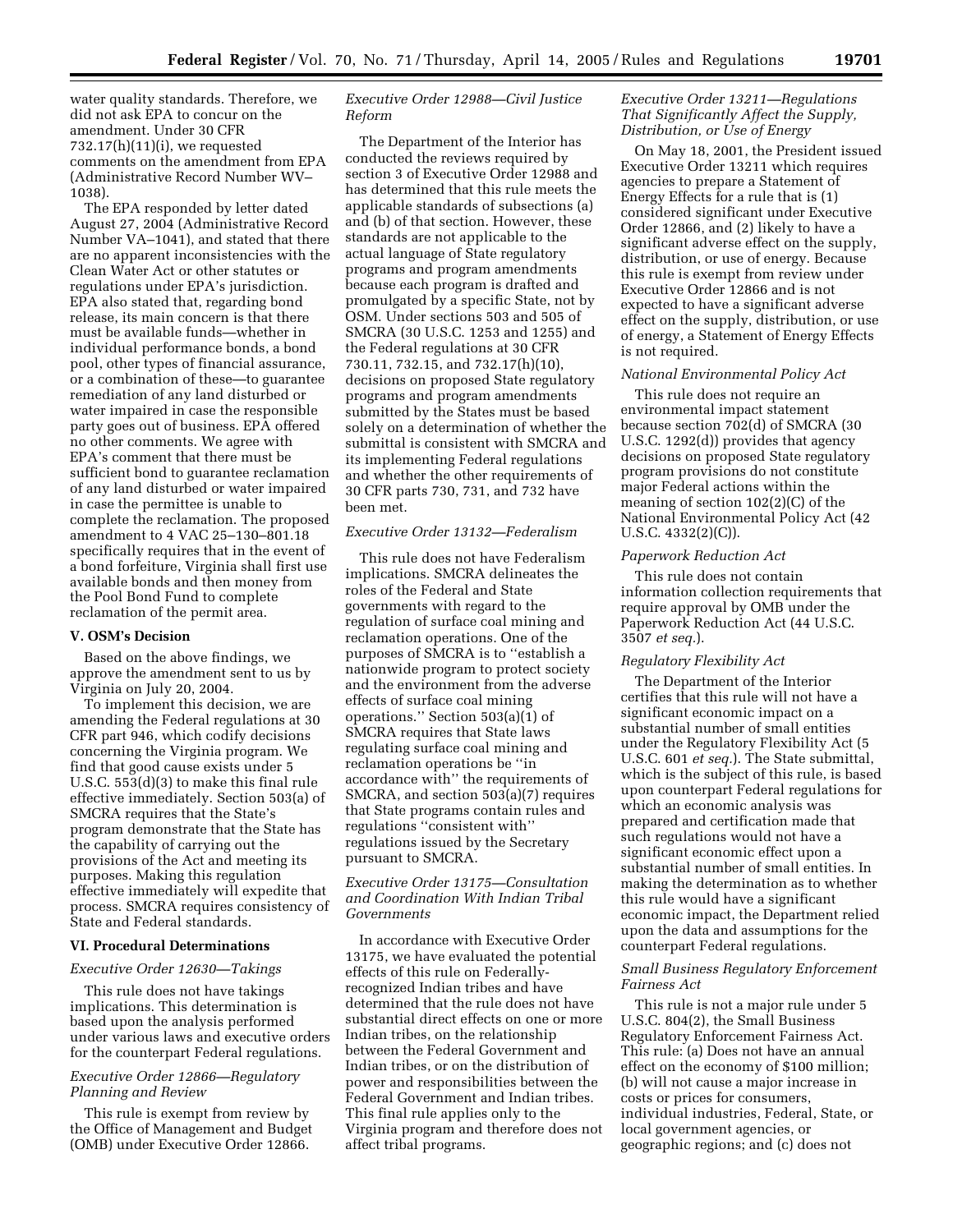water quality standards. Therefore, we did not ask EPA to concur on the amendment. Under 30 CFR 732.17(h)(11)(i), we requested comments on the amendment from EPA (Administrative Record Number WV–1038).

The EPA responded by letter dated August 27, 2004 (Administrative Record Number VA–1041), and stated that there are no apparent inconsistencies with the Clean Water Act or other statutes or regulations under EPA's jurisdiction. EPA also stated that, regarding bond release, its main concern is that there must be available funds—whether in individual performance bonds, a bond pool, other types of financial assurance, or a combination of these—to guarantee remediation of any land disturbed or water impaired in case the responsible party goes out of business. EPA offered no other comments. We agree with EPA's comment that there must be sufficient bond to guarantee reclamation of any land disturbed or water impaired in case the permittee is unable to complete the reclamation. The proposed amendment to 4 VAC 25–130–801.18 specifically requires that in the event of a bond forfeiture, Virginia shall first use available bonds and then money from the Pool Bond Fund to complete reclamation of the permit area.

## V. OSM's Decision

Based on the above findings, we approve the amendment sent to us by Virginia on July 20, 2004.

To implement this decision, we are amending the Federal regulations at 30 CFR part 946, which codify decisions concerning the Virginia program. We find that good cause exists under 5 U.S.C. 553(d)(3) to make this final rule effective immediately. Section 503(a) of SMCRA requires that the State's program demonstrate that the State has the capability of carrying out the provisions of the Act and meeting its purposes. Making this regulation effective immediately will expedite that process. SMCRA requires consistency of State and Federal standards.

## VI. Procedural Determinations

### *Executive Order 12630—Takings*

This rule does not have takings implications. This determination is based upon the analysis performed under various laws and executive orders for the counterpart Federal regulations.

### *Executive Order 12866—Regulatory Planning and Review*

This rule is exempt from review by the Office of Management and Budget (OMB) under Executive Order 12866.

### *Executive Order 12988—Civil Justice Reform*

The Department of the Interior has conducted the reviews required by section 3 of Executive Order 12988 and has determined that this rule meets the applicable standards of subsections (a) and (b) of that section. However, these standards are not applicable to the actual language of State regulatory programs and program amendments because each program is drafted and promulgated by a specific State, not by OSM. Under sections 503 and 505 of SMCRA (30 U.S.C. 1253 and 1255) and the Federal regulations at 30 CFR 730.11, 732.15, and 732.17(h)(10), decisions on proposed State regulatory programs and program amendments submitted by the States must be based solely on a determination of whether the submittal is consistent with SMCRA and its implementing Federal regulations and whether the other requirements of 30 CFR parts 730, 731, and 732 have been met.

### *Executive Order 13132—Federalism*

This rule does not have Federalism implications. SMCRA delineates the roles of the Federal and State governments with regard to the regulation of surface coal mining and reclamation operations. One of the purposes of SMCRA is to ''establish a nationwide program to protect society and the environment from the adverse effects of surface coal mining operations.'' Section 503(a)(1) of SMCRA requires that State laws regulating surface coal mining and reclamation operations be ''in accordance with'' the requirements of SMCRA, and section 503(a)(7) requires that State programs contain rules and regulations ''consistent with'' regulations issued by the Secretary pursuant to SMCRA.

### *Executive Order 13175—Consultation and Coordination With Indian Tribal Governments*

In accordance with Executive Order 13175, we have evaluated the potential effects of this rule on Federally-recognized Indian tribes and have determined that the rule does not have substantial direct effects on one or more Indian tribes, on the relationship between the Federal Government and Indian tribes, or on the distribution of power and responsibilities between the Federal Government and Indian tribes. This final rule applies only to the Virginia program and therefore does not affect tribal programs.

### *Executive Order 13211—Regulations That Significantly Affect the Supply, Distribution, or Use of Energy*

On May 18, 2001, the President issued Executive Order 13211 which requires agencies to prepare a Statement of Energy Effects for a rule that is (1) considered significant under Executive Order 12866, and (2) likely to have a significant adverse effect on the supply, distribution, or use of energy. Because this rule is exempt from review under Executive Order 12866 and is not expected to have a significant adverse effect on the supply, distribution, or use of energy, a Statement of Energy Effects is not required.

### *National Environmental Policy Act*

This rule does not require an environmental impact statement because section 702(d) of SMCRA (30 U.S.C. 1292(d)) provides that agency decisions on proposed State regulatory program provisions do not constitute major Federal actions within the meaning of section 102(2)(C) of the National Environmental Policy Act (42 U.S.C. 4332(2)(C)).

### *Paperwork Reduction Act*

This rule does not contain information collection requirements that require approval by OMB under the Paperwork Reduction Act (44 U.S.C. 3507 *et seq.*).

### *Regulatory Flexibility Act*

The Department of the Interior certifies that this rule will not have a significant economic impact on a substantial number of small entities under the Regulatory Flexibility Act (5 U.S.C. 601 *et seq.*). The State submittal, which is the subject of this rule, is based upon counterpart Federal regulations for which an economic analysis was prepared and certification made that such regulations would not have a significant economic effect upon a substantial number of small entities. In making the determination as to whether this rule would have a significant economic impact, the Department relied upon the data and assumptions for the counterpart Federal regulations.

### *Small Business Regulatory Enforcement Fairness Act*

This rule is not a major rule under 5 U.S.C. 804(2), the Small Business Regulatory Enforcement Fairness Act. This rule: (a) Does not have an annual effect on the economy of $100 million; (b) will not cause a major increase in costs or prices for consumers, individual industries, Federal, State, or local government agencies, or geographic regions; and (c) does not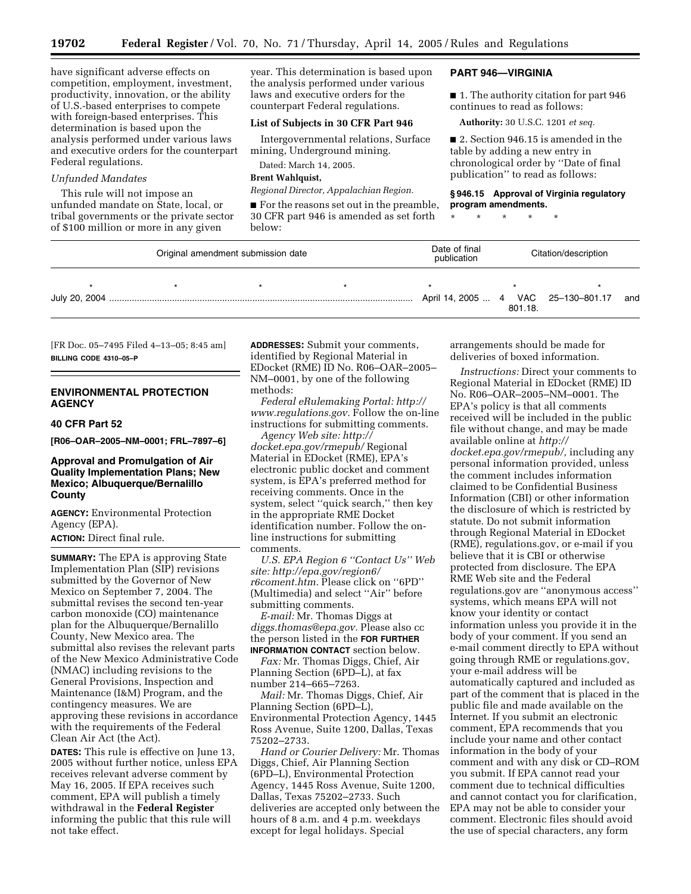have significant adverse effects on competition, employment, investment, productivity, innovation, or the ability of U.S.-based enterprises to compete with foreign-based enterprises. This determination is based upon the analysis performed under various laws and executive orders for the counterpart Federal regulations.

*Unfunded Mandates*

This rule will not impose an unfunded mandate on State, local, or tribal governments or the private sector of $100 million or more in any given year. This determination is based upon the analysis performed under various laws and executive orders for the counterpart Federal regulations.

**List of Subjects in 30 CFR Part 946**

Intergovernmental relations, Surface mining, Underground mining.

Dated: March 14, 2005.

**Brent Wahlquist,**

*Regional Director, Appalachian Region.*

■ For the reasons set out in the preamble, 30 CFR part 946 is amended as set forth below:

**PART 946—VIRGINIA**

■ 1. The authority citation for part 946 continues to read as follows:

**Authority:** 30 U.S.C. 1201 *et seq.*

■ 2. Section 946.15 is amended in the table by adding a new entry in chronological order by ''Date of final publication'' to read as follows:

**§ 946.15 Approval of Virginia regulatory program amendments.**

* * * * *

| Original amendment submission date | Date of final publication | Citation/description |
|---|---|---|
| * * * * | * | * * |
| July 20, 2004 | April 14, 2005 | 4 VAC 25–130–801.17 and 801.18. |

[FR Doc. 05–7495 Filed 4–13–05; 8:45 am]

**BILLING CODE 4310–05–P**

## ENVIRONMENTAL PROTECTION AGENCY

### 40 CFR Part 52

**[R06–OAR–2005–NM–0001; FRL–7897–6]**

### Approval and Promulgation of Air Quality Implementation Plans; New Mexico; Albuquerque/Bernalillo County

**AGENCY:** Environmental Protection Agency (EPA).

**ACTION:** Direct final rule.

**SUMMARY:** The EPA is approving State Implementation Plan (SIP) revisions submitted by the Governor of New Mexico on September 7, 2004. The submittal revises the second ten-year carbon monoxide (CO) maintenance plan for the Albuquerque/Bernalillo County, New Mexico area. The submittal also revises the relevant parts of the New Mexico Administrative Code (NMAC) including revisions to the General Provisions, Inspection and Maintenance (I&M) Program, and the contingency measures. We are approving these revisions in accordance with the requirements of the Federal Clean Air Act (the Act).

**DATES:** This rule is effective on June 13, 2005 without further notice, unless EPA receives relevant adverse comment by May 16, 2005. If EPA receives such comment, EPA will publish a timely withdrawal in the **Federal Register** informing the public that this rule will not take effect.

**ADDRESSES:** Submit your comments, identified by Regional Material in EDocket (RME) ID No. R06–OAR–2005–NM–0001, by one of the following methods:

*Federal eRulemaking Portal: http://www.regulations.gov.* Follow the on-line instructions for submitting comments.

*Agency Web site: http://docket.epa.gov/rmepub/* Regional Material in EDocket (RME), EPA's electronic public docket and comment system, is EPA's preferred method for receiving comments. Once in the system, select ''quick search,'' then key in the appropriate RME Docket identification number. Follow the on-line instructions for submitting comments.

*U.S. EPA Region 6 ''Contact Us'' Web site: http://epa.gov/region6/r6coment.htm.* Please click on ''6PD'' (Multimedia) and select ''Air'' before submitting comments.

*E-mail:* Mr. Thomas Diggs at *diggs.thomas@epa.gov.* Please also cc the person listed in the **FOR FURTHER INFORMATION CONTACT** section below.

*Fax:* Mr. Thomas Diggs, Chief, Air Planning Section (6PD–L), at fax number 214–665–7263.

*Mail:* Mr. Thomas Diggs, Chief, Air Planning Section (6PD–L), Environmental Protection Agency, 1445 Ross Avenue, Suite 1200, Dallas, Texas 75202–2733.

*Hand or Courier Delivery:* Mr. Thomas Diggs, Chief, Air Planning Section (6PD–L), Environmental Protection Agency, 1445 Ross Avenue, Suite 1200, Dallas, Texas 75202–2733. Such deliveries are accepted only between the hours of 8 a.m. and 4 p.m. weekdays except for legal holidays. Special arrangements should be made for deliveries of boxed information.

*Instructions:* Direct your comments to Regional Material in EDocket (RME) ID No. R06–OAR–2005–NM–0001. The EPA's policy is that all comments received will be included in the public file without change, and may be made available online at *http://docket.epa.gov/rmepub/,* including any personal information provided, unless the comment includes information claimed to be Confidential Business Information (CBI) or other information the disclosure of which is restricted by statute. Do not submit information through Regional Material in EDocket (RME), regulations.gov, or e-mail if you believe that it is CBI or otherwise protected from disclosure. The EPA RME Web site and the Federal regulations.gov are ''anonymous access'' systems, which means EPA will not know your identity or contact information unless you provide it in the body of your comment. If you send an e-mail comment directly to EPA without going through RME or regulations.gov, your e-mail address will be automatically captured and included as part of the comment that is placed in the public file and made available on the Internet. If you submit an electronic comment, EPA recommends that you include your name and other contact information in the body of your comment and with any disk or CD–ROM you submit. If EPA cannot read your comment due to technical difficulties and cannot contact you for clarification, EPA may not be able to consider your comment. Electronic files should avoid the use of special characters, any form